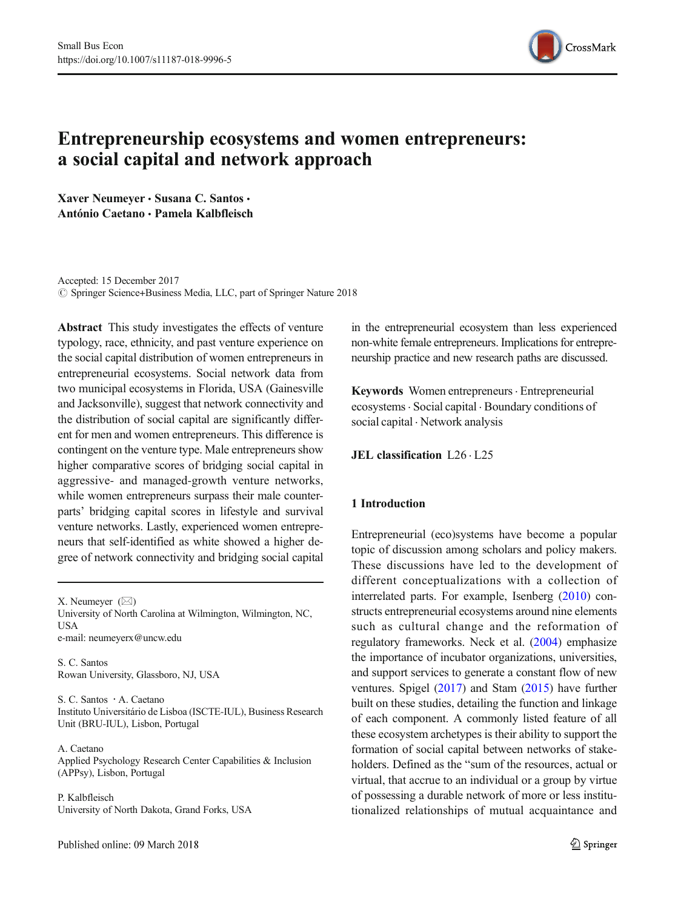# Entrepreneurship ecosystems and women entrepreneurs: a social capital and network approach

**Xaver Neumeyer · Susana C. Santos · António Caetano · Pamela Kalbfleisch**

Accepted: 15 December 2017
© Springer Science+Business Media, LLC, part of Springer Nature 2018

**Abstract** This study investigates the effects of venture typology, race, ethnicity, and past venture experience on the social capital distribution of women entrepreneurs in entrepreneurial ecosystems. Social network data from two municipal ecosystems in Florida, USA (Gainesville and Jacksonville), suggest that network connectivity and the distribution of social capital are significantly different for men and women entrepreneurs. This difference is contingent on the venture type. Male entrepreneurs show higher comparative scores of bridging social capital in aggressive- and managed-growth venture networks, while women entrepreneurs surpass their male counterparts' bridging capital scores in lifestyle and survival venture networks. Lastly, experienced women entrepreneurs that self-identified as white showed a higher degree of network connectivity and bridging social capital in the entrepreneurial ecosystem than less experienced non-white female entrepreneurs. Implications for entrepreneurship practice and new research paths are discussed.

**Keywords** Women entrepreneurs · Entrepreneurial ecosystems · Social capital · Boundary conditions of social capital · Network analysis

**JEL classification** L26 · L25

X. Neumeyer (✉)
University of North Carolina at Wilmington, Wilmington, NC, USA
e-mail: neumeyerx@uncw.edu

S. C. Santos
Rowan University, Glassboro, NJ, USA

S. C. Santos · A. Caetano
Instituto Universitário de Lisboa (ISCTE-IUL), Business Research Unit (BRU-IUL), Lisbon, Portugal

A. Caetano
Applied Psychology Research Center Capabilities & Inclusion (APPsy), Lisbon, Portugal

P. Kalbfleisch
University of North Dakota, Grand Forks, USA

## 1 Introduction

Entrepreneurial (eco)systems have become a popular topic of discussion among scholars and policy makers. These discussions have led to the development of different conceptualizations with a collection of interrelated parts. For example, Isenberg (2010) constructs entrepreneurial ecosystems around nine elements such as cultural change and the reformation of regulatory frameworks. Neck et al. (2004) emphasize the importance of incubator organizations, universities, and support services to generate a constant flow of new ventures. Spigel (2017) and Stam (2015) have further built on these studies, detailing the function and linkage of each component. A commonly listed feature of all these ecosystem archetypes is their ability to support the formation of social capital between networks of stakeholders. Defined as the "sum of the resources, actual or virtual, that accrue to an individual or a group by virtue of possessing a durable network of more or less institutionalized relationships of mutual acquaintance and

Published online: 09 March 2018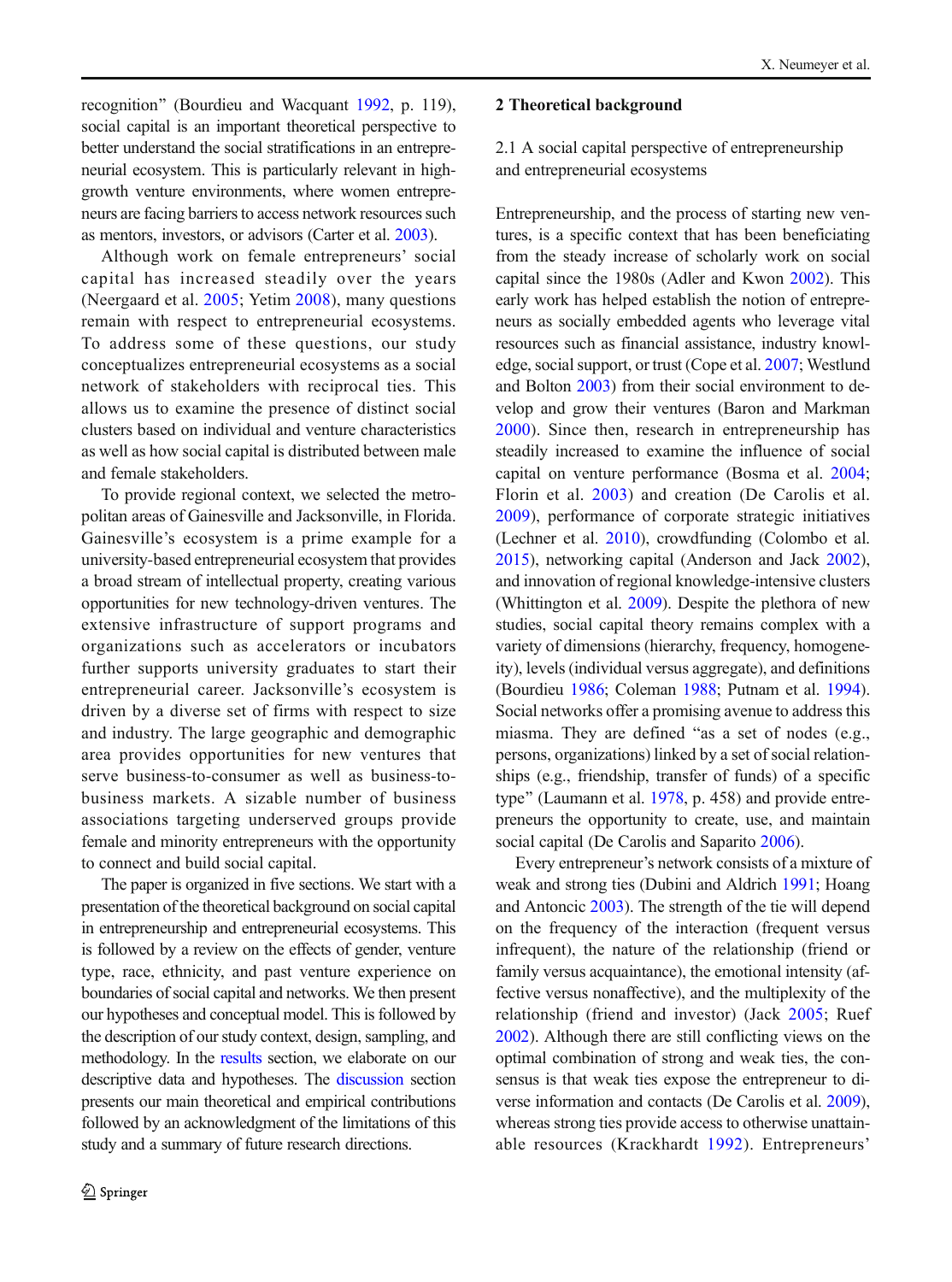recognition" (Bourdieu and Wacquant 1992, p. 119), social capital is an important theoretical perspective to better understand the social stratifications in an entrepreneurial ecosystem. This is particularly relevant in high-growth venture environments, where women entrepreneurs are facing barriers to access network resources such as mentors, investors, or advisors (Carter et al. 2003).

Although work on female entrepreneurs' social capital has increased steadily over the years (Neergaard et al. 2005; Yetim 2008), many questions remain with respect to entrepreneurial ecosystems. To address some of these questions, our study conceptualizes entrepreneurial ecosystems as a social network of stakeholders with reciprocal ties. This allows us to examine the presence of distinct social clusters based on individual and venture characteristics as well as how social capital is distributed between male and female stakeholders.

To provide regional context, we selected the metropolitan areas of Gainesville and Jacksonville, in Florida. Gainesville's ecosystem is a prime example for a university-based entrepreneurial ecosystem that provides a broad stream of intellectual property, creating various opportunities for new technology-driven ventures. The extensive infrastructure of support programs and organizations such as accelerators or incubators further supports university graduates to start their entrepreneurial career. Jacksonville's ecosystem is driven by a diverse set of firms with respect to size and industry. The large geographic and demographic area provides opportunities for new ventures that serve business-to-consumer as well as business-to-business markets. A sizable number of business associations targeting underserved groups provide female and minority entrepreneurs with the opportunity to connect and build social capital.

The paper is organized in five sections. We start with a presentation of the theoretical background on social capital in entrepreneurship and entrepreneurial ecosystems. This is followed by a review on the effects of gender, venture type, race, ethnicity, and past venture experience on boundaries of social capital and networks. We then present our hypotheses and conceptual model. This is followed by the description of our study context, design, sampling, and methodology. In the results section, we elaborate on our descriptive data and hypotheses. The discussion section presents our main theoretical and empirical contributions followed by an acknowledgment of the limitations of this study and a summary of future research directions.

## 2 Theoretical background

### 2.1 A social capital perspective of entrepreneurship and entrepreneurial ecosystems

Entrepreneurship, and the process of starting new ventures, is a specific context that has been beneficiating from the steady increase of scholarly work on social capital since the 1980s (Adler and Kwon 2002). This early work has helped establish the notion of entrepreneurs as socially embedded agents who leverage vital resources such as financial assistance, industry knowledge, social support, or trust (Cope et al. 2007; Westlund and Bolton 2003) from their social environment to develop and grow their ventures (Baron and Markman 2000). Since then, research in entrepreneurship has steadily increased to examine the influence of social capital on venture performance (Bosma et al. 2004; Florin et al. 2003) and creation (De Carolis et al. 2009), performance of corporate strategic initiatives (Lechner et al. 2010), crowdfunding (Colombo et al. 2015), networking capital (Anderson and Jack 2002), and innovation of regional knowledge-intensive clusters (Whittington et al. 2009). Despite the plethora of new studies, social capital theory remains complex with a variety of dimensions (hierarchy, frequency, homogeneity), levels (individual versus aggregate), and definitions (Bourdieu 1986; Coleman 1988; Putnam et al. 1994). Social networks offer a promising avenue to address this miasma. They are defined "as a set of nodes (e.g., persons, organizations) linked by a set of social relationships (e.g., friendship, transfer of funds) of a specific type" (Laumann et al. 1978, p. 458) and provide entrepreneurs the opportunity to create, use, and maintain social capital (De Carolis and Saparito 2006).

Every entrepreneur's network consists of a mixture of weak and strong ties (Dubini and Aldrich 1991; Hoang and Antoncic 2003). The strength of the tie will depend on the frequency of the interaction (frequent versus infrequent), the nature of the relationship (friend or family versus acquaintance), the emotional intensity (affective versus nonaffective), and the multiplexity of the relationship (friend and investor) (Jack 2005; Ruef 2002). Although there are still conflicting views on the optimal combination of strong and weak ties, the consensus is that weak ties expose the entrepreneur to diverse information and contacts (De Carolis et al. 2009), whereas strong ties provide access to otherwise unattainable resources (Krackhardt 1992). Entrepreneurs'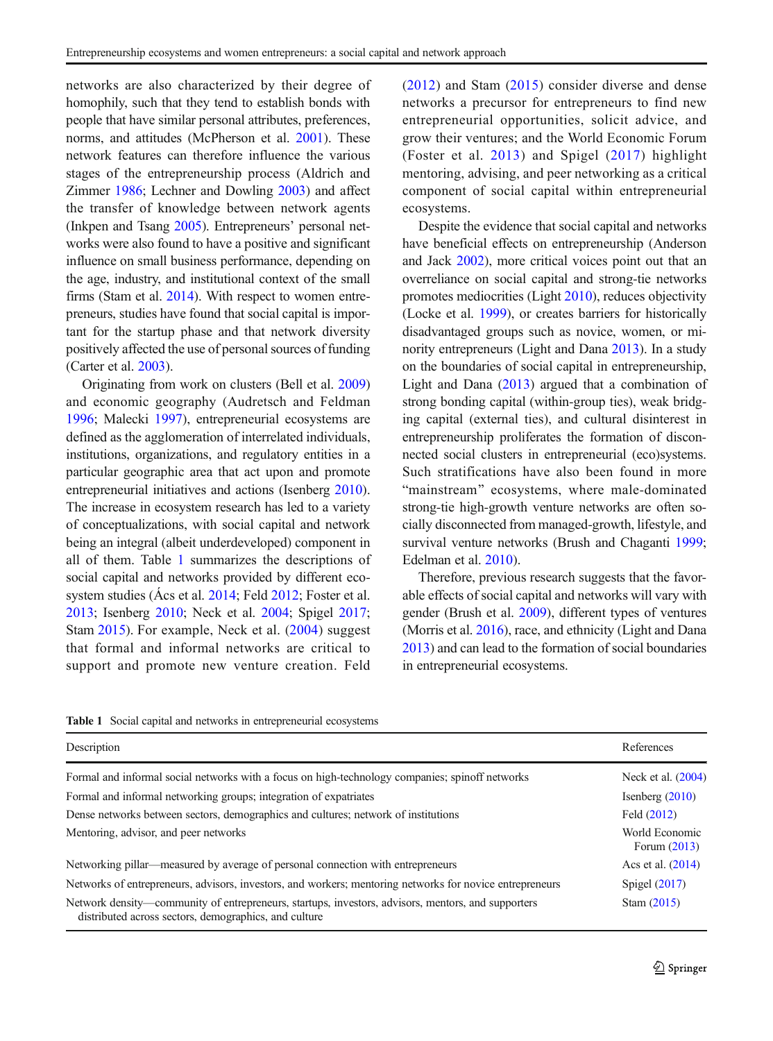networks are also characterized by their degree of homophily, such that they tend to establish bonds with people that have similar personal attributes, preferences, norms, and attitudes (McPherson et al. 2001). These network features can therefore influence the various stages of the entrepreneurship process (Aldrich and Zimmer 1986; Lechner and Dowling 2003) and affect the transfer of knowledge between network agents (Inkpen and Tsang 2005). Entrepreneurs' personal networks were also found to have a positive and significant influence on small business performance, depending on the age, industry, and institutional context of the small firms (Stam et al. 2014). With respect to women entrepreneurs, studies have found that social capital is important for the startup phase and that network diversity positively affected the use of personal sources of funding (Carter et al. 2003).

Originating from work on clusters (Bell et al. 2009) and economic geography (Audretsch and Feldman 1996; Malecki 1997), entrepreneurial ecosystems are defined as the agglomeration of interrelated individuals, institutions, organizations, and regulatory entities in a particular geographic area that act upon and promote entrepreneurial initiatives and actions (Isenberg 2010). The increase in ecosystem research has led to a variety of conceptualizations, with social capital and network being an integral (albeit underdeveloped) component in all of them. Table 1 summarizes the descriptions of social capital and networks provided by different ecosystem studies (Ács et al. 2014; Feld 2012; Foster et al. 2013; Isenberg 2010; Neck et al. 2004; Spigel 2017; Stam 2015). For example, Neck et al. (2004) suggest that formal and informal networks are critical to support and promote new venture creation. Feld (2012) and Stam (2015) consider diverse and dense networks a precursor for entrepreneurs to find new entrepreneurial opportunities, solicit advice, and grow their ventures; and the World Economic Forum (Foster et al. 2013) and Spigel (2017) highlight mentoring, advising, and peer networking as a critical component of social capital within entrepreneurial ecosystems.

Despite the evidence that social capital and networks have beneficial effects on entrepreneurship (Anderson and Jack 2002), more critical voices point out that an overreliance on social capital and strong-tie networks promotes mediocrities (Light 2010), reduces objectivity (Locke et al. 1999), or creates barriers for historically disadvantaged groups such as novice, women, or minority entrepreneurs (Light and Dana 2013). In a study on the boundaries of social capital in entrepreneurship, Light and Dana (2013) argued that a combination of strong bonding capital (within-group ties), weak bridging capital (external ties), and cultural disinterest in entrepreneurship proliferates the formation of disconnected social clusters in entrepreneurial (eco)systems. Such stratifications have also been found in more "mainstream" ecosystems, where male-dominated strong-tie high-growth venture networks are often socially disconnected from managed-growth, lifestyle, and survival venture networks (Brush and Chaganti 1999; Edelman et al. 2010).

Therefore, previous research suggests that the favorable effects of social capital and networks will vary with gender (Brush et al. 2009), different types of ventures (Morris et al. 2016), race, and ethnicity (Light and Dana 2013) and can lead to the formation of social boundaries in entrepreneurial ecosystems.

**Table 1** Social capital and networks in entrepreneurial ecosystems

| Description | References |
|---|---|
| Formal and informal social networks with a focus on high-technology companies; spinoff networks | Neck et al. (2004) |
| Formal and informal networking groups; integration of expatriates | Isenberg (2010) |
| Dense networks between sectors, demographics and cultures; network of institutions | Feld (2012) |
| Mentoring, advisor, and peer networks | World Economic Forum (2013) |
| Networking pillar—measured by average of personal connection with entrepreneurs | Acs et al. (2014) |
| Networks of entrepreneurs, advisors, investors, and workers; mentoring networks for novice entrepreneurs | Spigel (2017) |
| Network density—community of entrepreneurs, startups, investors, advisors, mentors, and supporters distributed across sectors, demographics, and culture | Stam (2015) |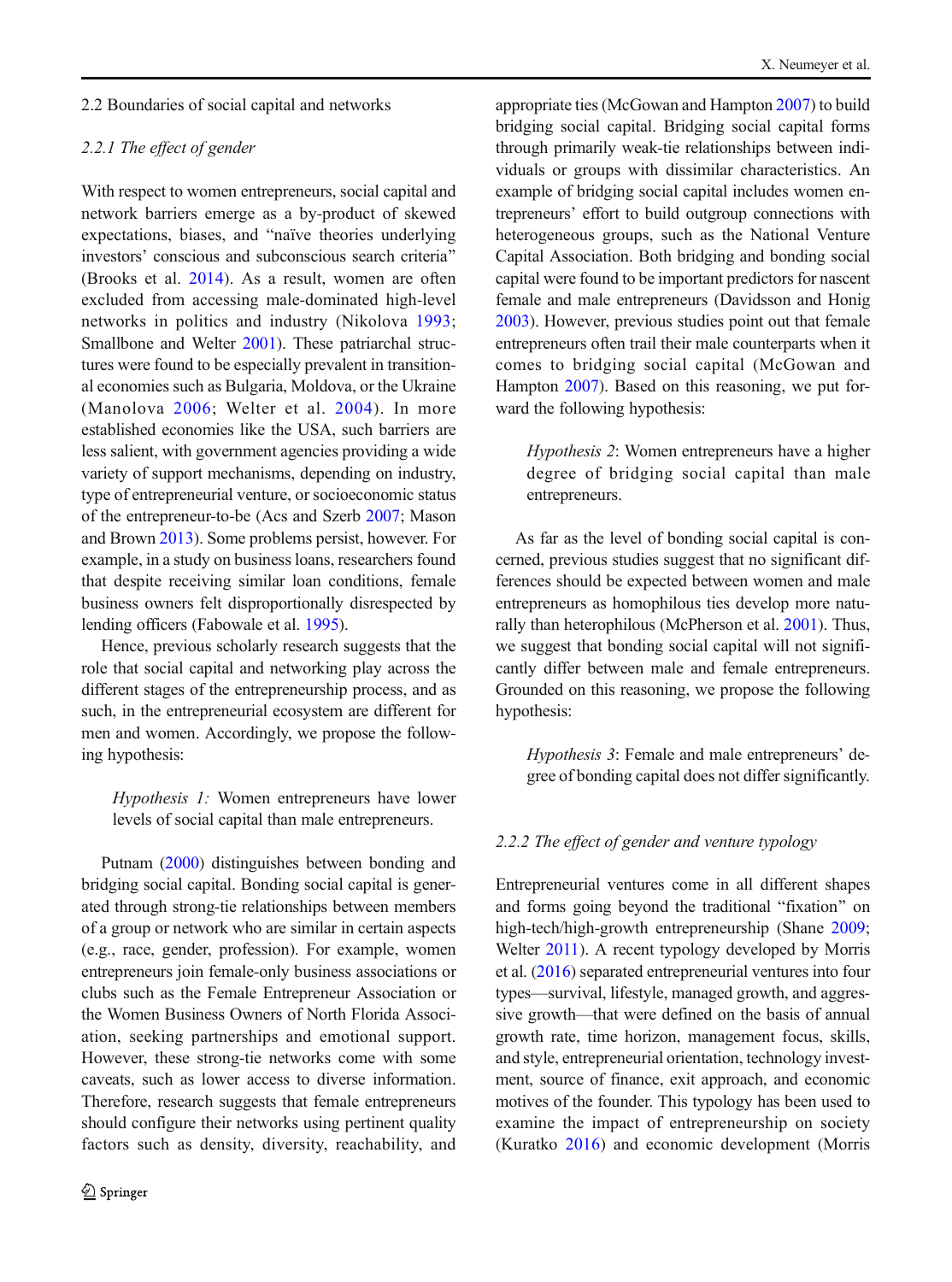### 2.2 Boundaries of social capital and networks

#### 2.2.1 The effect of gender

With respect to women entrepreneurs, social capital and network barriers emerge as a by-product of skewed expectations, biases, and "naïve theories underlying investors' conscious and subconscious search criteria" (Brooks et al. 2014). As a result, women are often excluded from accessing male-dominated high-level networks in politics and industry (Nikolova 1993; Smallbone and Welter 2001). These patriarchal structures were found to be especially prevalent in transitional economies such as Bulgaria, Moldova, or the Ukraine (Manolova 2006; Welter et al. 2004). In more established economies like the USA, such barriers are less salient, with government agencies providing a wide variety of support mechanisms, depending on industry, type of entrepreneurial venture, or socioeconomic status of the entrepreneur-to-be (Acs and Szerb 2007; Mason and Brown 2013). Some problems persist, however. For example, in a study on business loans, researchers found that despite receiving similar loan conditions, female business owners felt disproportionally disrespected by lending officers (Fabowale et al. 1995).

Hence, previous scholarly research suggests that the role that social capital and networking play across the different stages of the entrepreneurship process, and as such, in the entrepreneurial ecosystem are different for men and women. Accordingly, we propose the following hypothesis:

> *Hypothesis 1:* Women entrepreneurs have lower levels of social capital than male entrepreneurs.

Putnam (2000) distinguishes between bonding and bridging social capital. Bonding social capital is generated through strong-tie relationships between members of a group or network who are similar in certain aspects (e.g., race, gender, profession). For example, women entrepreneurs join female-only business associations or clubs such as the Female Entrepreneur Association or the Women Business Owners of North Florida Association, seeking partnerships and emotional support. However, these strong-tie networks come with some caveats, such as lower access to diverse information. Therefore, research suggests that female entrepreneurs should configure their networks using pertinent quality factors such as density, diversity, reachability, and appropriate ties (McGowan and Hampton 2007) to build bridging social capital. Bridging social capital forms through primarily weak-tie relationships between individuals or groups with dissimilar characteristics. An example of bridging social capital includes women entrepreneurs' effort to build outgroup connections with heterogeneous groups, such as the National Venture Capital Association. Both bridging and bonding social capital were found to be important predictors for nascent female and male entrepreneurs (Davidsson and Honig 2003). However, previous studies point out that female entrepreneurs often trail their male counterparts when it comes to bridging social capital (McGowan and Hampton 2007). Based on this reasoning, we put forward the following hypothesis:

> *Hypothesis 2*: Women entrepreneurs have a higher degree of bridging social capital than male entrepreneurs.

As far as the level of bonding social capital is concerned, previous studies suggest that no significant differences should be expected between women and male entrepreneurs as homophilous ties develop more naturally than heterophilous (McPherson et al. 2001). Thus, we suggest that bonding social capital will not significantly differ between male and female entrepreneurs. Grounded on this reasoning, we propose the following hypothesis:

> *Hypothesis 3*: Female and male entrepreneurs' degree of bonding capital does not differ significantly.

#### 2.2.2 The effect of gender and venture typology

Entrepreneurial ventures come in all different shapes and forms going beyond the traditional "fixation" on high-tech/high-growth entrepreneurship (Shane 2009; Welter 2011). A recent typology developed by Morris et al. (2016) separated entrepreneurial ventures into four types—survival, lifestyle, managed growth, and aggressive growth—that were defined on the basis of annual growth rate, time horizon, management focus, skills, and style, entrepreneurial orientation, technology investment, source of finance, exit approach, and economic motives of the founder. This typology has been used to examine the impact of entrepreneurship on society (Kuratko 2016) and economic development (Morris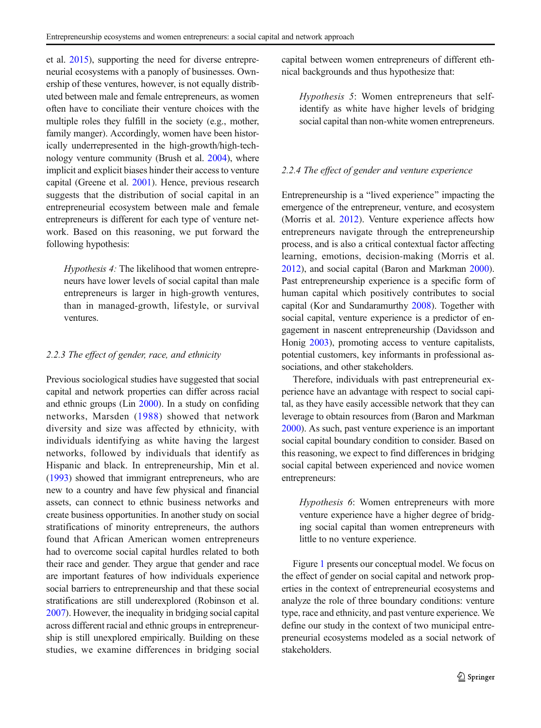et al. 2015), supporting the need for diverse entrepreneurial ecosystems with a panoply of businesses. Ownership of these ventures, however, is not equally distributed between male and female entrepreneurs, as women often have to conciliate their venture choices with the multiple roles they fulfill in the society (e.g., mother, family manger). Accordingly, women have been historically underrepresented in the high-growth/high-technology venture community (Brush et al. 2004), where implicit and explicit biases hinder their access to venture capital (Greene et al. 2001). Hence, previous research suggests that the distribution of social capital in an entrepreneurial ecosystem between male and female entrepreneurs is different for each type of venture network. Based on this reasoning, we put forward the following hypothesis:

> *Hypothesis 4:* The likelihood that women entrepreneurs have lower levels of social capital than male entrepreneurs is larger in high-growth ventures, than in managed-growth, lifestyle, or survival ventures.

### 2.2.3 The effect of gender, race, and ethnicity

Previous sociological studies have suggested that social capital and network properties can differ across racial and ethnic groups (Lin 2000). In a study on confiding networks, Marsden (1988) showed that network diversity and size was affected by ethnicity, with individuals identifying as white having the largest networks, followed by individuals that identify as Hispanic and black. In entrepreneurship, Min et al. (1993) showed that immigrant entrepreneurs, who are new to a country and have few physical and financial assets, can connect to ethnic business networks and create business opportunities. In another study on social stratifications of minority entrepreneurs, the authors found that African American women entrepreneurs had to overcome social capital hurdles related to both their race and gender. They argue that gender and race are important features of how individuals experience social barriers to entrepreneurship and that these social stratifications are still underexplored (Robinson et al. 2007). However, the inequality in bridging social capital across different racial and ethnic groups in entrepreneurship is still unexplored empirically. Building on these studies, we examine differences in bridging social capital between women entrepreneurs of different ethnical backgrounds and thus hypothesize that:

> *Hypothesis 5*: Women entrepreneurs that self-identify as white have higher levels of bridging social capital than non-white women entrepreneurs.

### 2.2.4 The effect of gender and venture experience

Entrepreneurship is a "lived experience" impacting the emergence of the entrepreneur, venture, and ecosystem (Morris et al. 2012). Venture experience affects how entrepreneurs navigate through the entrepreneurship process, and is also a critical contextual factor affecting learning, emotions, decision-making (Morris et al. 2012), and social capital (Baron and Markman 2000). Past entrepreneurship experience is a specific form of human capital which positively contributes to social capital (Kor and Sundaramurthy 2008). Together with social capital, venture experience is a predictor of engagement in nascent entrepreneurship (Davidsson and Honig 2003), promoting access to venture capitalists, potential customers, key informants in professional associations, and other stakeholders.

Therefore, individuals with past entrepreneurial experience have an advantage with respect to social capital, as they have easily accessible network that they can leverage to obtain resources from (Baron and Markman 2000). As such, past venture experience is an important social capital boundary condition to consider. Based on this reasoning, we expect to find differences in bridging social capital between experienced and novice women entrepreneurs:

> *Hypothesis 6*: Women entrepreneurs with more venture experience have a higher degree of bridging social capital than women entrepreneurs with little to no venture experience.

Figure 1 presents our conceptual model. We focus on the effect of gender on social capital and network properties in the context of entrepreneurial ecosystems and analyze the role of three boundary conditions: venture type, race and ethnicity, and past venture experience. We define our study in the context of two municipal entrepreneurial ecosystems modeled as a social network of stakeholders.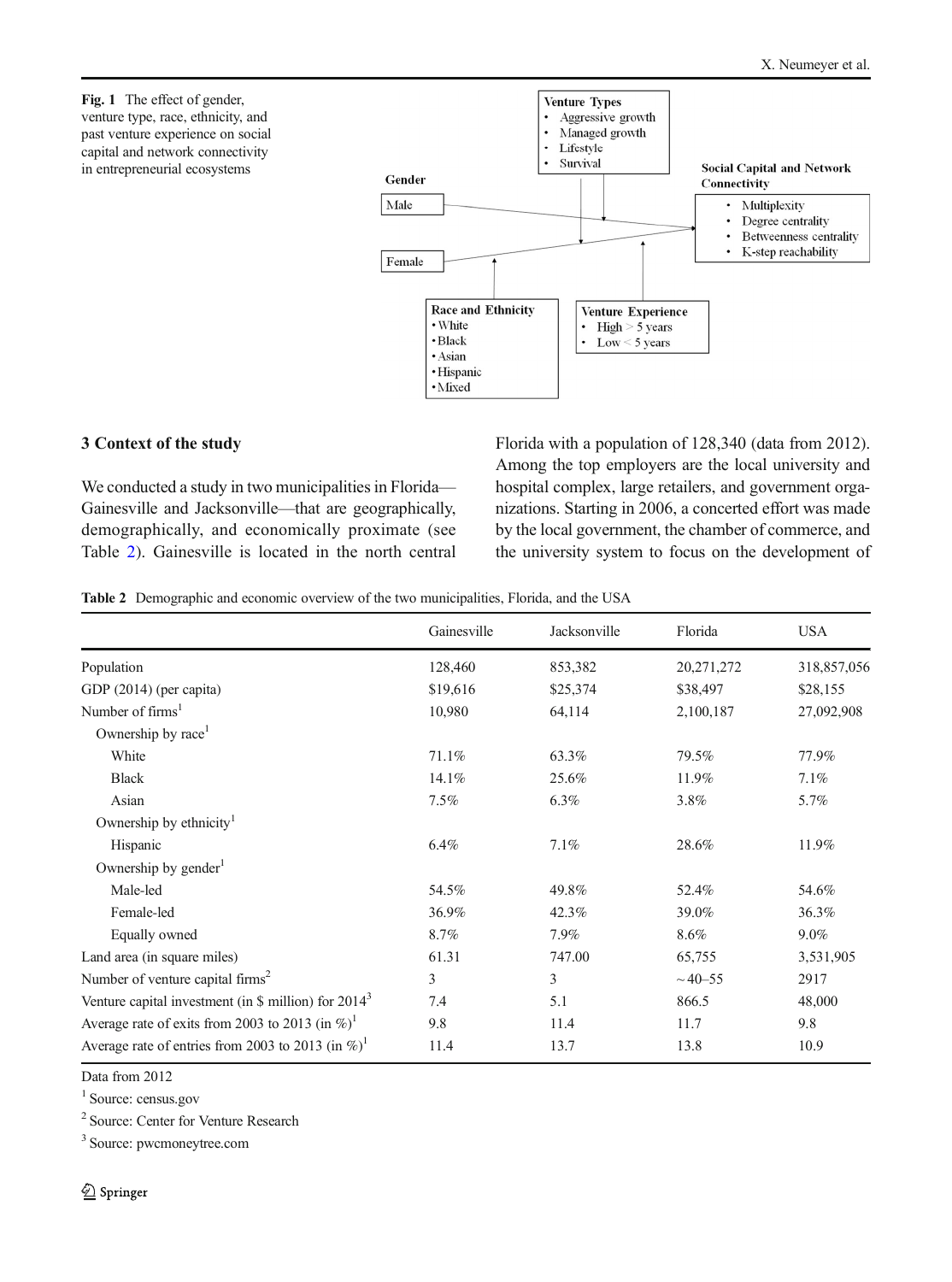**Fig. 1** The effect of gender, venture type, race, ethnicity, and past venture experience on social capital and network connectivity in entrepreneurial ecosystems

**Venture Types**
- Aggressive growth
- Managed growth
- Lifestyle
- Survival

**Gender**
- Male
- Female

**Social Capital and Network Connectivity**
- Multiplexity
- Degree centrality
- Betweenness centrality
- K-step reachability

**Race and Ethnicity**
- White
- Black
- Asian
- Hispanic
- Mixed

**Venture Experience**
- High > 5 years
- Low < 5 years

## 3 Context of the study

We conducted a study in two municipalities in Florida—Gainesville and Jacksonville—that are geographically, demographically, and economically proximate (see Table 2). Gainesville is located in the north central Florida with a population of 128,340 (data from 2012). Among the top employers are the local university and hospital complex, large retailers, and government organizations. Starting in 2006, a concerted effort was made by the local government, the chamber of commerce, and the university system to focus on the development of

**Table 2** Demographic and economic overview of the two municipalities, Florida, and the USA

| | Gainesville | Jacksonville | Florida | USA |
|---|---|---|---|---|
| Population | 128,460 | 853,382 | 20,271,272 | 318,857,056 |
| GDP (2014) (per capita) | \$19,616 | \$25,374 | \$38,497 | \$28,155 |
| Number of firms[1] | 10,980 | 64,114 | 2,100,187 | 27,092,908 |
| Ownership by race[1] | | | | |
| White | 71.1% | 63.3% | 79.5% | 77.9% |
| Black | 14.1% | 25.6% | 11.9% | 7.1% |
| Asian | 7.5% | 6.3% | 3.8% | 5.7% |
| Ownership by ethnicity[1] | | | | |
| Hispanic | 6.4% | 7.1% | 28.6% | 11.9% |
| Ownership by gender[1] | | | | |
| Male-led | 54.5% | 49.8% | 52.4% | 54.6% |
| Female-led | 36.9% | 42.3% | 39.0% | 36.3% |
| Equally owned | 8.7% | 7.9% | 8.6% | 9.0% |
| Land area (in square miles) | 61.31 | 747.00 | 65,755 | 3,531,905 |
| Number of venture capital firms[2] | 3 | 3 | ~40–55 | 2917 |
| Venture capital investment (in \$ million) for 2014[3] | 7.4 | 5.1 | 866.5 | 48,000 |
| Average rate of exits from 2003 to 2013 (in %)[1] | 9.8 | 11.4 | 11.7 | 9.8 |
| Average rate of entries from 2003 to 2013 (in %)[1] | 11.4 | 13.7 | 13.8 | 10.9 |

Data from 2012

[1] Source: census.gov

[2] Source: Center for Venture Research

[3] Source: pwcmoneytree.com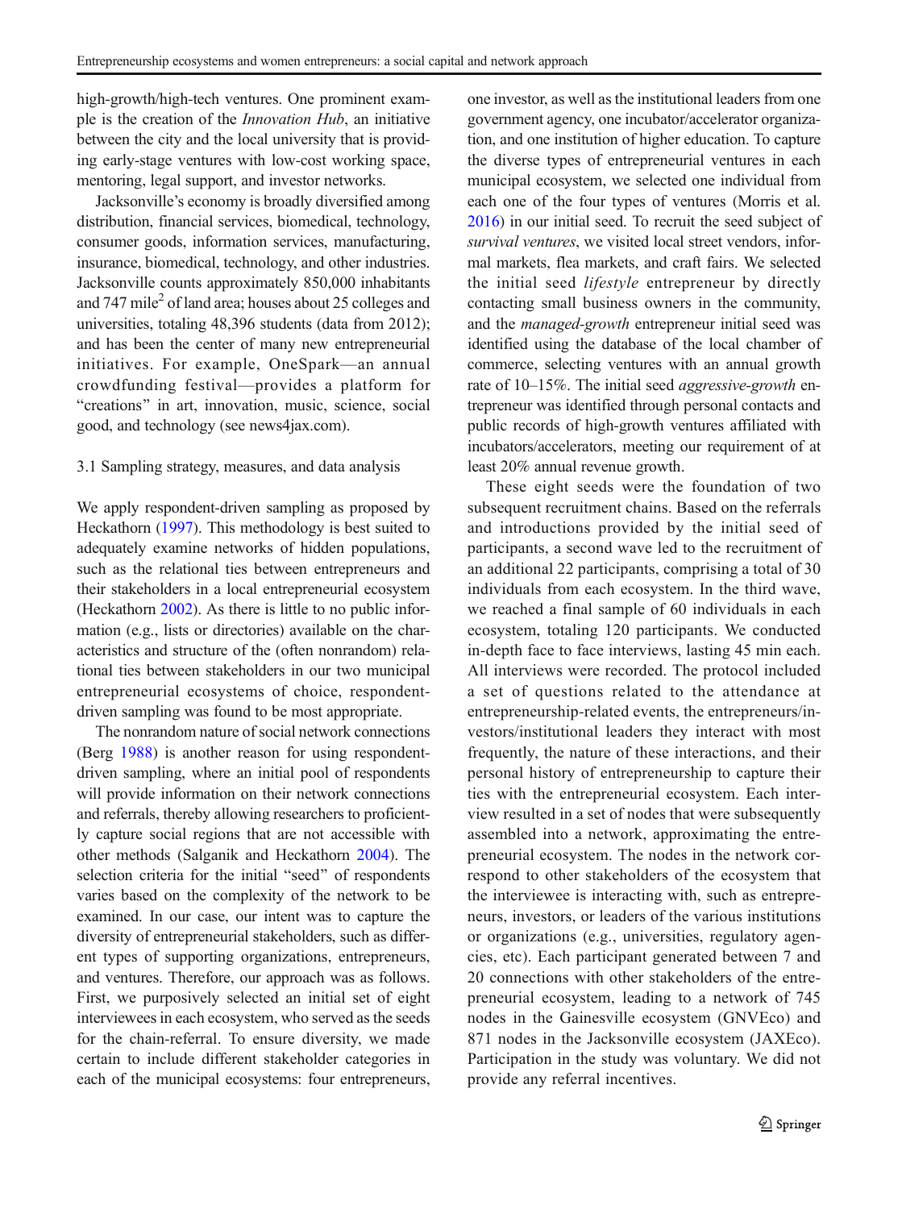high-growth/high-tech ventures. One prominent example is the creation of the *Innovation Hub*, an initiative between the city and the local university that is providing early-stage ventures with low-cost working space, mentoring, legal support, and investor networks.

Jacksonville's economy is broadly diversified among distribution, financial services, biomedical, technology, consumer goods, information services, manufacturing, insurance, biomedical, technology, and other industries. Jacksonville counts approximately 850,000 inhabitants and 747 mile$^2$ of land area; houses about 25 colleges and universities, totaling 48,396 students (data from 2012); and has been the center of many new entrepreneurial initiatives. For example, OneSpark—an annual crowdfunding festival—provides a platform for "creations" in art, innovation, music, science, social good, and technology (see news4jax.com).

### 3.1 Sampling strategy, measures, and data analysis

We apply respondent-driven sampling as proposed by Heckathorn (1997). This methodology is best suited to adequately examine networks of hidden populations, such as the relational ties between entrepreneurs and their stakeholders in a local entrepreneurial ecosystem (Heckathorn 2002). As there is little to no public information (e.g., lists or directories) available on the characteristics and structure of the (often nonrandom) relational ties between stakeholders in our two municipal entrepreneurial ecosystems of choice, respondent-driven sampling was found to be most appropriate.

The nonrandom nature of social network connections (Berg 1988) is another reason for using respondent-driven sampling, where an initial pool of respondents will provide information on their network connections and referrals, thereby allowing researchers to proficiently capture social regions that are not accessible with other methods (Salganik and Heckathorn 2004). The selection criteria for the initial "seed" of respondents varies based on the complexity of the network to be examined. In our case, our intent was to capture the diversity of entrepreneurial stakeholders, such as different types of supporting organizations, entrepreneurs, and ventures. Therefore, our approach was as follows. First, we purposively selected an initial set of eight interviewees in each ecosystem, who served as the seeds for the chain-referral. To ensure diversity, we made certain to include different stakeholder categories in each of the municipal ecosystems: four entrepreneurs, one investor, as well as the institutional leaders from one government agency, one incubator/accelerator organization, and one institution of higher education. To capture the diverse types of entrepreneurial ventures in each municipal ecosystem, we selected one individual from each one of the four types of ventures (Morris et al. 2016) in our initial seed. To recruit the seed subject of *survival ventures*, we visited local street vendors, informal markets, flea markets, and craft fairs. We selected the initial seed *lifestyle* entrepreneur by directly contacting small business owners in the community, and the *managed-growth* entrepreneur initial seed was identified using the database of the local chamber of commerce, selecting ventures with an annual growth rate of 10–15%. The initial seed *aggressive-growth* entrepreneur was identified through personal contacts and public records of high-growth ventures affiliated with incubators/accelerators, meeting our requirement of at least 20% annual revenue growth.

These eight seeds were the foundation of two subsequent recruitment chains. Based on the referrals and introductions provided by the initial seed of participants, a second wave led to the recruitment of an additional 22 participants, comprising a total of 30 individuals from each ecosystem. In the third wave, we reached a final sample of 60 individuals in each ecosystem, totaling 120 participants. We conducted in-depth face to face interviews, lasting 45 min each. All interviews were recorded. The protocol included a set of questions related to the attendance at entrepreneurship-related events, the entrepreneurs/investors/institutional leaders they interact with most frequently, the nature of these interactions, and their personal history of entrepreneurship to capture their ties with the entrepreneurial ecosystem. Each interview resulted in a set of nodes that were subsequently assembled into a network, approximating the entrepreneurial ecosystem. The nodes in the network correspond to other stakeholders of the ecosystem that the interviewee is interacting with, such as entrepreneurs, investors, or leaders of the various institutions or organizations (e.g., universities, regulatory agencies, etc). Each participant generated between 7 and 20 connections with other stakeholders of the entrepreneurial ecosystem, leading to a network of 745 nodes in the Gainesville ecosystem (GNVEco) and 871 nodes in the Jacksonville ecosystem (JAXEco). Participation in the study was voluntary. We did not provide any referral incentives.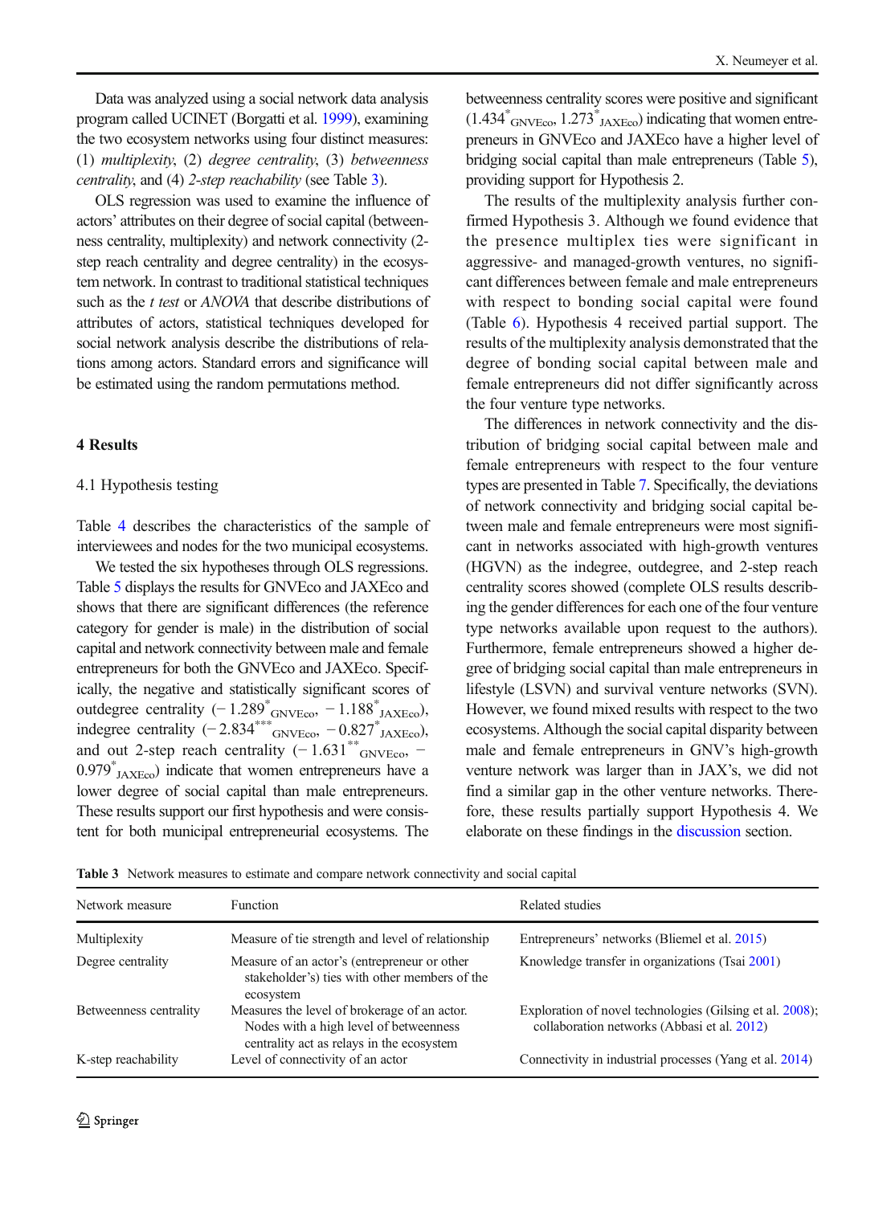Data was analyzed using a social network data analysis program called UCINET (Borgatti et al. 1999), examining the two ecosystem networks using four distinct measures: (1) *multiplexity*, (2) *degree centrality*, (3) *betweenness centrality*, and (4) *2-step reachability* (see Table 3).

OLS regression was used to examine the influence of actors' attributes on their degree of social capital (betweenness centrality, multiplexity) and network connectivity (2-step reach centrality and degree centrality) in the ecosystem network. In contrast to traditional statistical techniques such as the *t test* or *ANOVA* that describe distributions of attributes of actors, statistical techniques developed for social network analysis describe the distributions of relations among actors. Standard errors and significance will be estimated using the random permutations method.

## 4 Results

### 4.1 Hypothesis testing

Table 4 describes the characteristics of the sample of interviewees and nodes for the two municipal ecosystems.

We tested the six hypotheses through OLS regressions. Table 5 displays the results for GNVEco and JAXEco and shows that there are significant differences (the reference category for gender is male) in the distribution of social capital and network connectivity between male and female entrepreneurs for both the GNVEco and JAXEco. Specifically, the negative and statistically significant scores of outdegree centrality ($-1.289^{*}_{\text{GNVEco}}$, $-1.188^{*}_{\text{JAXEco}}$), indegree centrality ($-2.834^{***}_{\text{GNVEco}}$, $-0.827^{*}_{\text{JAXEco}}$), and out 2-step reach centrality ($-1.631^{**}_{\text{GNVEco}}$, $-0.979^{*}_{\text{JAXEco}}$) indicate that women entrepreneurs have a lower degree of social capital than male entrepreneurs. These results support our first hypothesis and were consistent for both municipal entrepreneurial ecosystems. The betweenness centrality scores were positive and significant ($1.434^{*}_{\text{GNVEco}}$, $1.273^{*}_{\text{JAXEco}}$) indicating that women entrepreneurs in GNVEco and JAXEco have a higher level of bridging social capital than male entrepreneurs (Table 5), providing support for Hypothesis 2.

The results of the multiplexity analysis further confirmed Hypothesis 3. Although we found evidence that the presence multiplex ties were significant in aggressive- and managed-growth ventures, no significant differences between female and male entrepreneurs with respect to bonding social capital were found (Table 6). Hypothesis 4 received partial support. The results of the multiplexity analysis demonstrated that the degree of bonding social capital between male and female entrepreneurs did not differ significantly across the four venture type networks.

The differences in network connectivity and the distribution of bridging social capital between male and female entrepreneurs with respect to the four venture types are presented in Table 7. Specifically, the deviations of network connectivity and bridging social capital between male and female entrepreneurs were most significant in networks associated with high-growth ventures (HGVN) as the indegree, outdegree, and 2-step reach centrality scores showed (complete OLS results describing the gender differences for each one of the four venture type networks available upon request to the authors). Furthermore, female entrepreneurs showed a higher degree of bridging social capital than male entrepreneurs in lifestyle (LSVN) and survival venture networks (SVN). However, we found mixed results with respect to the two ecosystems. Although the social capital disparity between male and female entrepreneurs in GNV's high-growth venture network was larger than in JAX's, we did not find a similar gap in the other venture networks. Therefore, these results partially support Hypothesis 4. We elaborate on these findings in the discussion section.

**Table 3** Network measures to estimate and compare network connectivity and social capital

| Network measure | Function | Related studies |
|---|---|---|
| Multiplexity | Measure of tie strength and level of relationship | Entrepreneurs' networks (Bliemel et al. 2015) |
| Degree centrality | Measure of an actor's (entrepreneur or other stakeholder's) ties with other members of the ecosystem | Knowledge transfer in organizations (Tsai 2001) |
| Betweenness centrality | Measures the level of brokerage of an actor. Nodes with a high level of betweenness centrality act as relays in the ecosystem | Exploration of novel technologies (Gilsing et al. 2008); collaboration networks (Abbasi et al. 2012) |
| K-step reachability | Level of connectivity of an actor | Connectivity in industrial processes (Yang et al. 2014) |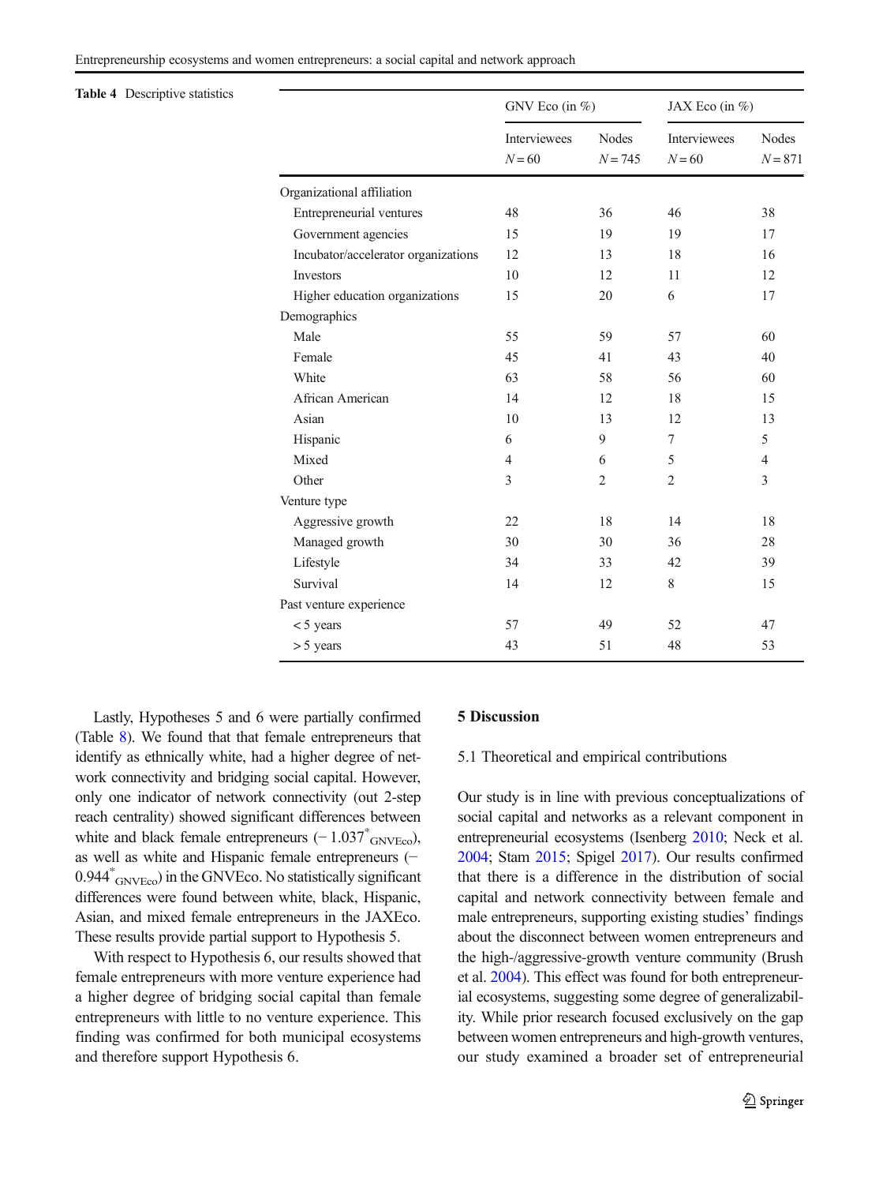**Table 4** Descriptive statistics

| | GNV Eco (in %) | | JAX Eco (in %) | |
|---|---|---|---|---|
| | Interviewees $N = 60$ | Nodes $N = 745$ | Interviewees $N = 60$ | Nodes $N = 871$ |
| Organizational affiliation | | | | |
| Entrepreneurial ventures | 48 | 36 | 46 | 38 |
| Government agencies | 15 | 19 | 19 | 17 |
| Incubator/accelerator organizations | 12 | 13 | 18 | 16 |
| Investors | 10 | 12 | 11 | 12 |
| Higher education organizations | 15 | 20 | 6 | 17 |
| Demographics | | | | |
| Male | 55 | 59 | 57 | 60 |
| Female | 45 | 41 | 43 | 40 |
| White | 63 | 58 | 56 | 60 |
| African American | 14 | 12 | 18 | 15 |
| Asian | 10 | 13 | 12 | 13 |
| Hispanic | 6 | 9 | 7 | 5 |
| Mixed | 4 | 6 | 5 | 4 |
| Other | 3 | 2 | 2 | 3 |
| Venture type | | | | |
| Aggressive growth | 22 | 18 | 14 | 18 |
| Managed growth | 30 | 30 | 36 | 28 |
| Lifestyle | 34 | 33 | 42 | 39 |
| Survival | 14 | 12 | 8 | 15 |
| Past venture experience | | | | |
| < 5 years | 57 | 49 | 52 | 47 |
| > 5 years | 43 | 51 | 48 | 53 |

Lastly, Hypotheses 5 and 6 were partially confirmed (Table 8). We found that that female entrepreneurs that identify as ethnically white, had a higher degree of network connectivity and bridging social capital. However, only one indicator of network connectivity (out 2-step reach centrality) showed significant differences between white and black female entrepreneurs ($-1.037^{*}_{\text{GNVEco}}$), as well as white and Hispanic female entrepreneurs ($-0.944^{*}_{\text{GNVEco}}$) in the GNVEco. No statistically significant differences were found between white, black, Hispanic, Asian, and mixed female entrepreneurs in the JAXEco. These results provide partial support to Hypothesis 5.

With respect to Hypothesis 6, our results showed that female entrepreneurs with more venture experience had a higher degree of bridging social capital than female entrepreneurs with little to no venture experience. This finding was confirmed for both municipal ecosystems and therefore support Hypothesis 6.

## 5 Discussion

### 5.1 Theoretical and empirical contributions

Our study is in line with previous conceptualizations of social capital and networks as a relevant component in entrepreneurial ecosystems (Isenberg 2010; Neck et al. 2004; Stam 2015; Spigel 2017). Our results confirmed that there is a difference in the distribution of social capital and network connectivity between female and male entrepreneurs, supporting existing studies' findings about the disconnect between women entrepreneurs and the high-/aggressive-growth venture community (Brush et al. 2004). This effect was found for both entrepreneurial ecosystems, suggesting some degree of generalizability. While prior research focused exclusively on the gap between women entrepreneurs and high-growth ventures, our study examined a broader set of entrepreneurial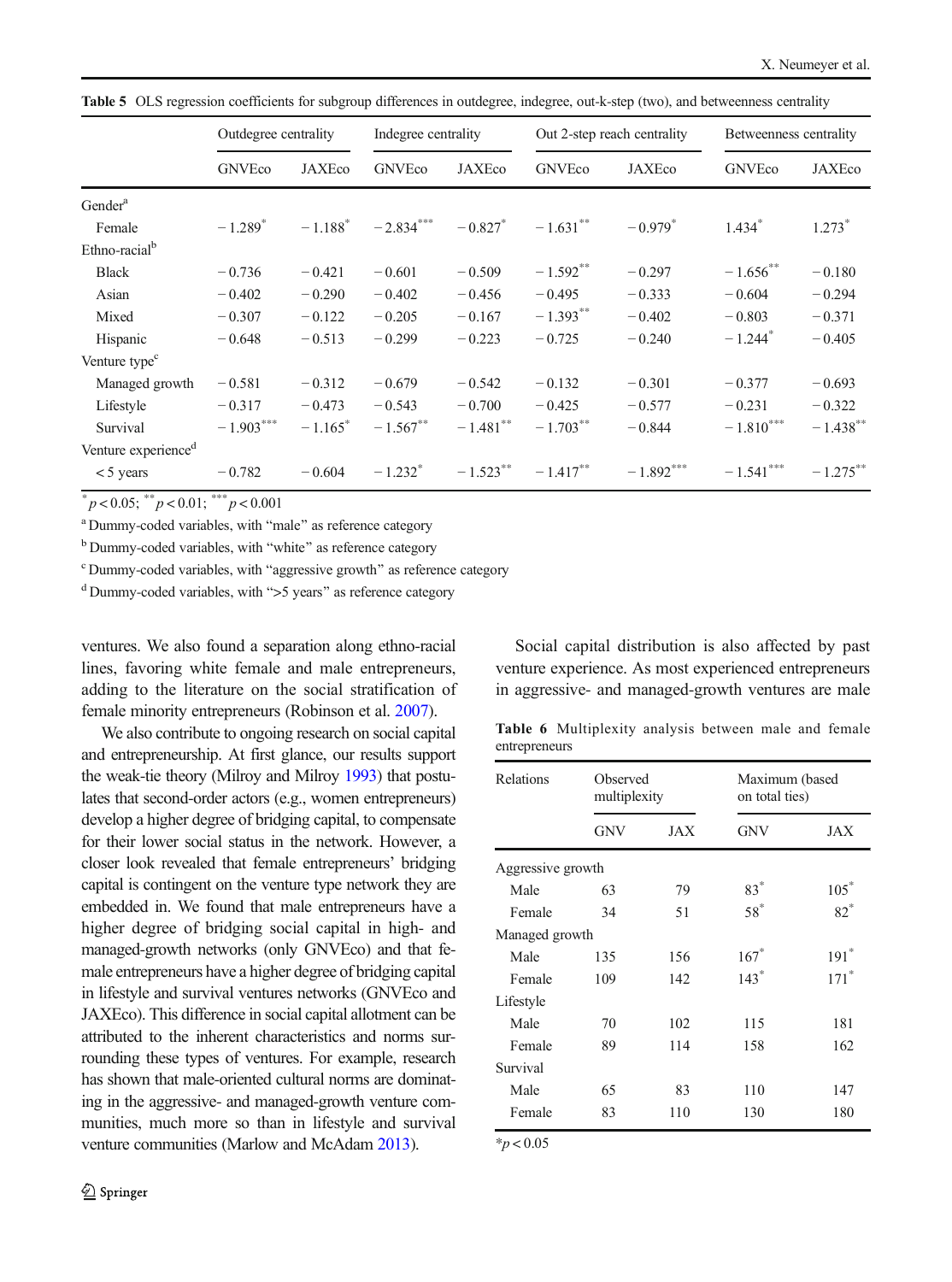**Table 5** OLS regression coefficients for subgroup differences in outdegree, indegree, out-k-step (two), and betweenness centrality

| | Outdegree centrality | | Indegree centrality | | Out 2-step reach centrality | | Betweenness centrality | |
|---|---|---|---|---|---|---|---|---|
| | GNVEco | JAXEco | GNVEco | JAXEco | GNVEco | JAXEco | GNVEco | JAXEco |
| Gender[a] | | | | | | | | |
| Female | −1.289* | −1.188* | −2.834*** | −0.827* | −1.631** | −0.979* | 1.434* | 1.273* |
| Ethno-racial[b] | | | | | | | | |
| Black | −0.736 | −0.421 | −0.601 | −0.509 | −1.592** | −0.297 | −1.656** | −0.180 |
| Asian | −0.402 | −0.290 | −0.402 | −0.456 | −0.495 | −0.333 | −0.604 | −0.294 |
| Mixed | −0.307 | −0.122 | −0.205 | −0.167 | −1.393** | −0.402 | −0.803 | −0.371 |
| Hispanic | −0.648 | −0.513 | −0.299 | −0.223 | −0.725 | −0.240 | −1.244* | −0.405 |
| Venture type[c] | | | | | | | | |
| Managed growth | −0.581 | −0.312 | −0.679 | −0.542 | −0.132 | −0.301 | −0.377 | −0.693 |
| Lifestyle | −0.317 | −0.473 | −0.543 | −0.700 | −0.425 | −0.577 | −0.231 | −0.322 |
| Survival | −1.903*** | −1.165* | −1.567** | −1.481** | −1.703** | −0.844 | −1.810*** | −1.438** |
| Venture experience[d] | | | | | | | | |
| < 5 years | −0.782 | −0.604 | −1.232* | −1.523** | −1.417** | −1.892*** | −1.541*** | −1.275** |

*$p < 0.05$; **$p < 0.01$; ***$p < 0.001$

[a] Dummy-coded variables, with "male" as reference category

[b] Dummy-coded variables, with "white" as reference category

[c] Dummy-coded variables, with "aggressive growth" as reference category

[d] Dummy-coded variables, with ">5 years" as reference category

ventures. We also found a separation along ethno-racial lines, favoring white female and male entrepreneurs, adding to the literature on the social stratification of female minority entrepreneurs (Robinson et al. 2007).

We also contribute to ongoing research on social capital and entrepreneurship. At first glance, our results support the weak-tie theory (Milroy and Milroy 1993) that postulates that second-order actors (e.g., women entrepreneurs) develop a higher degree of bridging capital, to compensate for their lower social status in the network. However, a closer look revealed that female entrepreneurs' bridging capital is contingent on the venture type network they are embedded in. We found that male entrepreneurs have a higher degree of bridging social capital in high- and managed-growth networks (only GNVEco) and that female entrepreneurs have a higher degree of bridging capital in lifestyle and survival ventures networks (GNVEco and JAXEco). This difference in social capital allotment can be attributed to the inherent characteristics and norms surrounding these types of ventures. For example, research has shown that male-oriented cultural norms are dominating in the aggressive- and managed-growth venture communities, much more so than in lifestyle and survival venture communities (Marlow and McAdam 2013).

Social capital distribution is also affected by past venture experience. As most experienced entrepreneurs in aggressive- and managed-growth ventures are male

**Table 6** Multiplexity analysis between male and female entrepreneurs

| Relations | Observed multiplexity | | Maximum (based on total ties) | |
|---|---|---|---|---|
| | GNV | JAX | GNV | JAX |
| Aggressive growth | | | | |
| Male | 63 | 79 | 83* | 105* |
| Female | 34 | 51 | 58* | 82* |
| Managed growth | | | | |
| Male | 135 | 156 | 167* | 191* |
| Female | 109 | 142 | 143* | 171* |
| Lifestyle | | | | |
| Male | 70 | 102 | 115 | 181 |
| Female | 89 | 114 | 158 | 162 |
| Survival | | | | |
| Male | 65 | 83 | 110 | 147 |
| Female | 83 | 110 | 130 | 180 |

*$p < 0.05$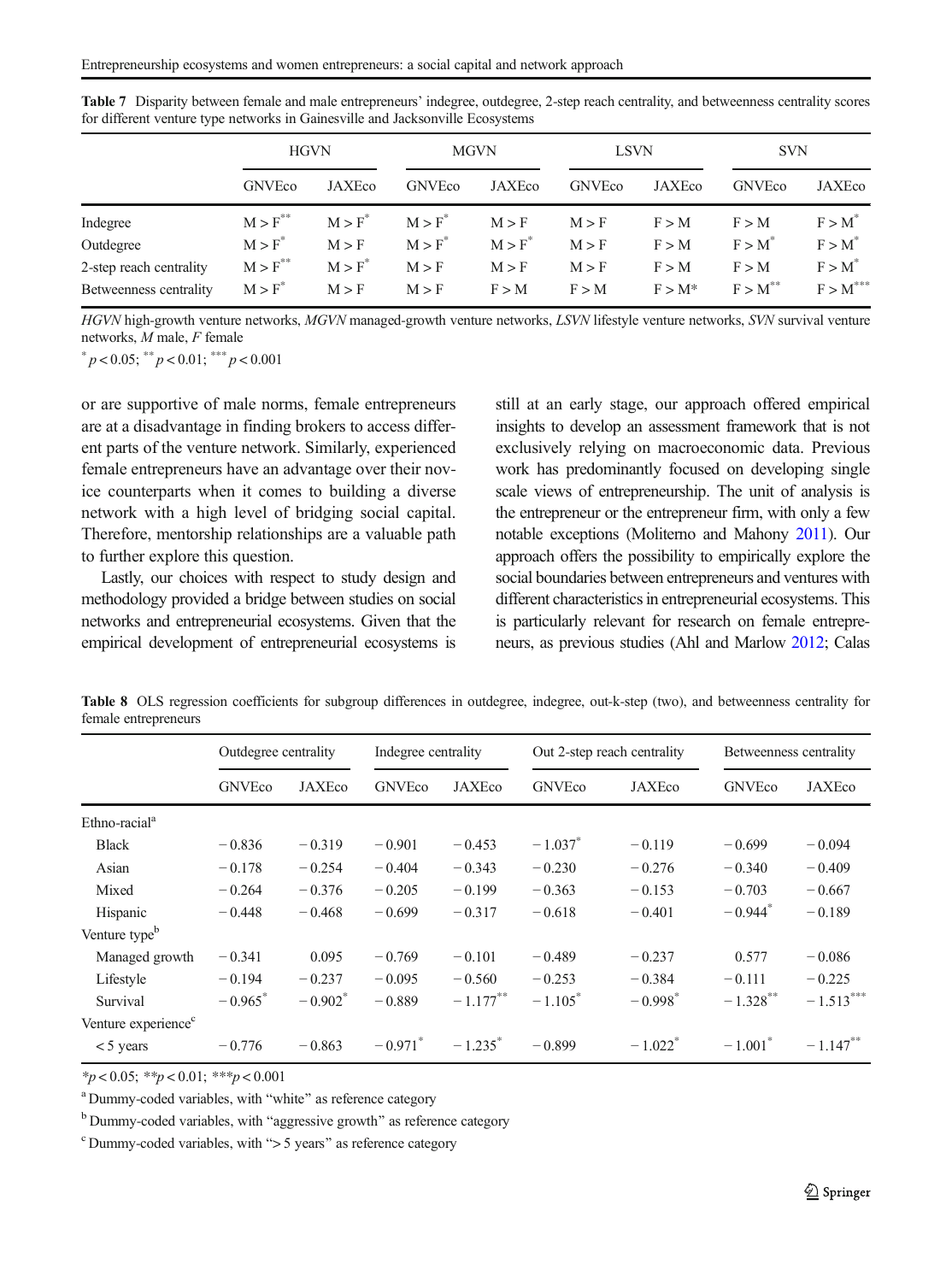Table 7 Disparity between female and male entrepreneurs' indegree, outdegree, 2-step reach centrality, and betweenness centrality scores for different venture type networks in Gainesville and Jacksonville Ecosystems

| | HGVN | | MGVN | | LSVN | | SVN | |
|---|---|---|---|---|---|---|---|---|
| | GNVEco | JAXEco | GNVEco | JAXEco | GNVEco | JAXEco | GNVEco | JAXEco |
| Indegree | M > F** | M > F* | M > F* | M > F | M > F | F > M | F > M | F > M* |
| Outdegree | M > F* | M > F | M > F* | M > F* | M > F | F > M | F > M* | F > M* |
| 2-step reach centrality | M > F** | M > F* | M > F | M > F | M > F | F > M | F > M | F > M* |
| Betweenness centrality | M > F* | M > F | M > F | F > M | F > M | F > M* | F > M** | F > M*** |

*HGVN* high-growth venture networks, *MGVN* managed-growth venture networks, *LSVN* lifestyle venture networks, *SVN* survival venture networks, *M* male, *F* female

* $p < 0.05$; ** $p < 0.01$; *** $p < 0.001$

or are supportive of male norms, female entrepreneurs are at a disadvantage in finding brokers to access different parts of the venture network. Similarly, experienced female entrepreneurs have an advantage over their novice counterparts when it comes to building a diverse network with a high level of bridging social capital. Therefore, mentorship relationships are a valuable path to further explore this question.

Lastly, our choices with respect to study design and methodology provided a bridge between studies on social networks and entrepreneurial ecosystems. Given that the empirical development of entrepreneurial ecosystems is still at an early stage, our approach offered empirical insights to develop an assessment framework that is not exclusively relying on macroeconomic data. Previous work has predominantly focused on developing single scale views of entrepreneurship. The unit of analysis is the entrepreneur or the entrepreneur firm, with only a few notable exceptions (Moliterno and Mahony 2011). Our approach offers the possibility to empirically explore the social boundaries between entrepreneurs and ventures with different characteristics in entrepreneurial ecosystems. This is particularly relevant for research on female entrepreneurs, as previous studies (Ahl and Marlow 2012; Calas

Table 8 OLS regression coefficients for subgroup differences in outdegree, indegree, out-k-step (two), and betweenness centrality for female entrepreneurs

| | Outdegree centrality | | Indegree centrality | | Out 2-step reach centrality | | Betweenness centrality | |
|---|---|---|---|---|---|---|---|---|
| | GNVEco | JAXEco | GNVEco | JAXEco | GNVEco | JAXEco | GNVEco | JAXEco |
| Ethno-racial[a] | | | | | | | | |
| Black | −0.836 | −0.319 | −0.901 | −0.453 | −1.037* | −0.119 | −0.699 | −0.094 |
| Asian | −0.178 | −0.254 | −0.404 | −0.343 | −0.230 | −0.276 | −0.340 | −0.409 |
| Mixed | −0.264 | −0.376 | −0.205 | −0.199 | −0.363 | −0.153 | −0.703 | −0.667 |
| Hispanic | −0.448 | −0.468 | −0.699 | −0.317 | −0.618 | −0.401 | −0.944* | −0.189 |
| Venture type[b] | | | | | | | | |
| Managed growth | −0.341 | 0.095 | −0.769 | −0.101 | −0.489 | −0.237 | 0.577 | −0.086 |
| Lifestyle | −0.194 | −0.237 | −0.095 | −0.560 | −0.253 | −0.384 | −0.111 | −0.225 |
| Survival | −0.965* | −0.902* | −0.889 | −1.177** | −1.105* | −0.998* | −1.328** | −1.513*** |
| Venture experience[c] | | | | | | | | |
| < 5 years | −0.776 | −0.863 | −0.971* | −1.235* | −0.899 | −1.022* | −1.001* | −1.147** |

* $p < 0.05$; ** $p < 0.01$; *** $p < 0.001$

[a] Dummy-coded variables, with "white" as reference category

[b] Dummy-coded variables, with "aggressive growth" as reference category

[c] Dummy-coded variables, with "> 5 years" as reference category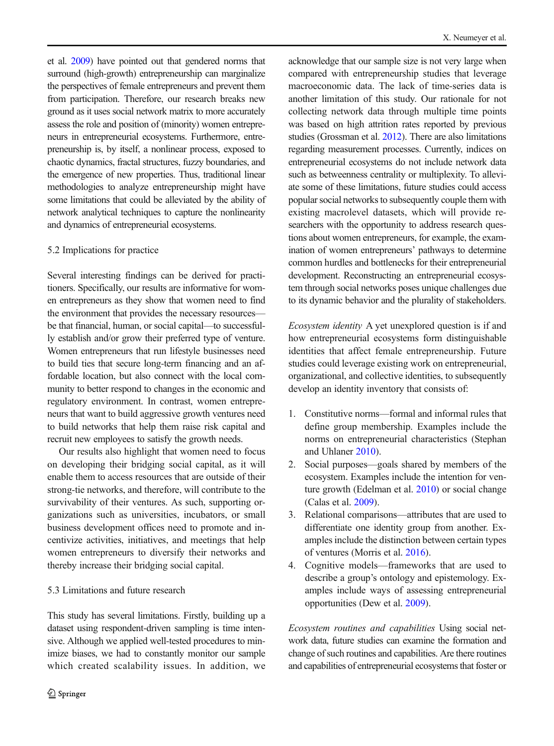et al. 2009) have pointed out that gendered norms that surround (high-growth) entrepreneurship can marginalize the perspectives of female entrepreneurs and prevent them from participation. Therefore, our research breaks new ground as it uses social network matrix to more accurately assess the role and position of (minority) women entrepreneurs in entrepreneurial ecosystems. Furthermore, entrepreneurship is, by itself, a nonlinear process, exposed to chaotic dynamics, fractal structures, fuzzy boundaries, and the emergence of new properties. Thus, traditional linear methodologies to analyze entrepreneurship might have some limitations that could be alleviated by the ability of network analytical techniques to capture the nonlinearity and dynamics of entrepreneurial ecosystems.

### 5.2 Implications for practice

Several interesting findings can be derived for practitioners. Specifically, our results are informative for women entrepreneurs as they show that women need to find the environment that provides the necessary resources—be that financial, human, or social capital—to successfully establish and/or grow their preferred type of venture. Women entrepreneurs that run lifestyle businesses need to build ties that secure long-term financing and an affordable location, but also connect with the local community to better respond to changes in the economic and regulatory environment. In contrast, women entrepreneurs that want to build aggressive growth ventures need to build networks that help them raise risk capital and recruit new employees to satisfy the growth needs.

Our results also highlight that women need to focus on developing their bridging social capital, as it will enable them to access resources that are outside of their strong-tie networks, and therefore, will contribute to the survivability of their ventures. As such, supporting organizations such as universities, incubators, or small business development offices need to promote and incentivize activities, initiatives, and meetings that help women entrepreneurs to diversify their networks and thereby increase their bridging social capital.

### 5.3 Limitations and future research

This study has several limitations. Firstly, building up a dataset using respondent-driven sampling is time intensive. Although we applied well-tested procedures to minimize biases, we had to constantly monitor our sample which created scalability issues. In addition, we acknowledge that our sample size is not very large when compared with entrepreneurship studies that leverage macroeconomic data. The lack of time-series data is another limitation of this study. Our rationale for not collecting network data through multiple time points was based on high attrition rates reported by previous studies (Grossman et al. 2012). There are also limitations regarding measurement processes. Currently, indices on entrepreneurial ecosystems do not include network data such as betweenness centrality or multiplexity. To alleviate some of these limitations, future studies could access popular social networks to subsequently couple them with existing macrolevel datasets, which will provide researchers with the opportunity to address research questions about women entrepreneurs, for example, the examination of women entrepreneurs' pathways to determine common hurdles and bottlenecks for their entrepreneurial development. Reconstructing an entrepreneurial ecosystem through social networks poses unique challenges due to its dynamic behavior and the plurality of stakeholders.

*Ecosystem identity* A yet unexplored question is if and how entrepreneurial ecosystems form distinguishable identities that affect female entrepreneurship. Future studies could leverage existing work on entrepreneurial, organizational, and collective identities, to subsequently develop an identity inventory that consists of:

1. Constitutive norms—formal and informal rules that define group membership. Examples include the norms on entrepreneurial characteristics (Stephan and Uhlaner 2010).
2. Social purposes—goals shared by members of the ecosystem. Examples include the intention for venture growth (Edelman et al. 2010) or social change (Calas et al. 2009).
3. Relational comparisons—attributes that are used to differentiate one identity group from another. Examples include the distinction between certain types of ventures (Morris et al. 2016).
4. Cognitive models—frameworks that are used to describe a group's ontology and epistemology. Examples include ways of assessing entrepreneurial opportunities (Dew et al. 2009).

*Ecosystem routines and capabilities* Using social network data, future studies can examine the formation and change of such routines and capabilities. Are there routines and capabilities of entrepreneurial ecosystems that foster or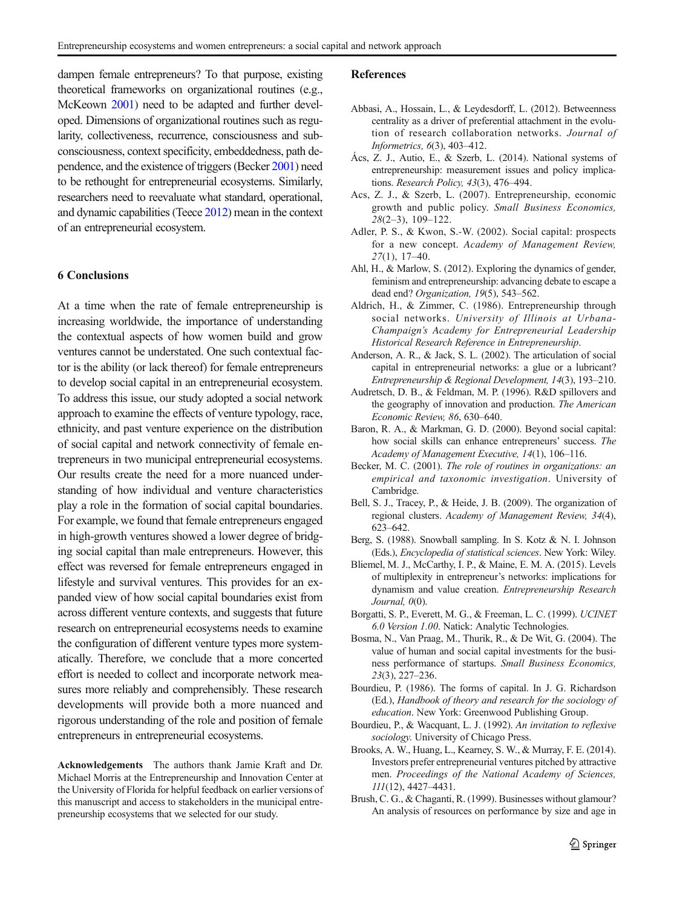dampen female entrepreneurs? To that purpose, existing theoretical frameworks on organizational routines (e.g., McKeown 2001) need to be adapted and further developed. Dimensions of organizational routines such as regularity, collectiveness, recurrence, consciousness and subconsciousness, context specificity, embeddedness, path dependence, and the existence of triggers (Becker 2001) need to be rethought for entrepreneurial ecosystems. Similarly, researchers need to reevaluate what standard, operational, and dynamic capabilities (Teece 2012) mean in the context of an entrepreneurial ecosystem.

## 6 Conclusions

At a time when the rate of female entrepreneurship is increasing worldwide, the importance of understanding the contextual aspects of how women build and grow ventures cannot be understated. One such contextual factor is the ability (or lack thereof) for female entrepreneurs to develop social capital in an entrepreneurial ecosystem. To address this issue, our study adopted a social network approach to examine the effects of venture typology, race, ethnicity, and past venture experience on the distribution of social capital and network connectivity of female entrepreneurs in two municipal entrepreneurial ecosystems. Our results create the need for a more nuanced understanding of how individual and venture characteristics play a role in the formation of social capital boundaries. For example, we found that female entrepreneurs engaged in high-growth ventures showed a lower degree of bridging social capital than male entrepreneurs. However, this effect was reversed for female entrepreneurs engaged in lifestyle and survival ventures. This provides for an expanded view of how social capital boundaries exist from across different venture contexts, and suggests that future research on entrepreneurial ecosystems needs to examine the configuration of different venture types more systematically. Therefore, we conclude that a more concerted effort is needed to collect and incorporate network measures more reliably and comprehensibly. These research developments will provide both a more nuanced and rigorous understanding of the role and position of female entrepreneurs in entrepreneurial ecosystems.

**Acknowledgements** The authors thank Jamie Kraft and Dr. Michael Morris at the Entrepreneurship and Innovation Center at the University of Florida for helpful feedback on earlier versions of this manuscript and access to stakeholders in the municipal entrepreneurship ecosystems that we selected for our study.

## References

Abbasi, A., Hossain, L., & Leydesdorff, L. (2012). Betweenness centrality as a driver of preferential attachment in the evolution of research collaboration networks. *Journal of Informetrics, 6*(3), 403–412.

Ács, Z. J., Autio, E., & Szerb, L. (2014). National systems of entrepreneurship: measurement issues and policy implications. *Research Policy, 43*(3), 476–494.

Acs, Z. J., & Szerb, L. (2007). Entrepreneurship, economic growth and public policy. *Small Business Economics, 28*(2–3), 109–122.

Adler, P. S., & Kwon, S.-W. (2002). Social capital: prospects for a new concept. *Academy of Management Review, 27*(1), 17–40.

Ahl, H., & Marlow, S. (2012). Exploring the dynamics of gender, feminism and entrepreneurship: advancing debate to escape a dead end? *Organization, 19*(5), 543–562.

Aldrich, H., & Zimmer, C. (1986). Entrepreneurship through social networks. *University of Illinois at Urbana-Champaign's Academy for Entrepreneurial Leadership Historical Research Reference in Entrepreneurship*.

Anderson, A. R., & Jack, S. L. (2002). The articulation of social capital in entrepreneurial networks: a glue or a lubricant? *Entrepreneurship & Regional Development, 14*(3), 193–210.

Audretsch, D. B., & Feldman, M. P. (1996). R&D spillovers and the geography of innovation and production. *The American Economic Review, 86*, 630–640.

Baron, R. A., & Markman, G. D. (2000). Beyond social capital: how social skills can enhance entrepreneurs' success. *The Academy of Management Executive, 14*(1), 106–116.

Becker, M. C. (2001). *The role of routines in organizations: an empirical and taxonomic investigation*. University of Cambridge.

Bell, S. J., Tracey, P., & Heide, J. B. (2009). The organization of regional clusters. *Academy of Management Review, 34*(4), 623–642.

Berg, S. (1988). Snowball sampling. In S. Kotz & N. I. Johnson (Eds.), *Encyclopedia of statistical sciences*. New York: Wiley.

Bliemel, M. J., McCarthy, I. P., & Maine, E. M. A. (2015). Levels of multiplexity in entrepreneur's networks: implications for dynamism and value creation. *Entrepreneurship Research Journal, 0*(0).

Borgatti, S. P., Everett, M. G., & Freeman, L. C. (1999). *UCINET 6.0 Version 1.00*. Natick: Analytic Technologies.

Bosma, N., Van Praag, M., Thurik, R., & De Wit, G. (2004). The value of human and social capital investments for the business performance of startups. *Small Business Economics, 23*(3), 227–236.

Bourdieu, P. (1986). The forms of capital. In J. G. Richardson (Ed.), *Handbook of theory and research for the sociology of education*. New York: Greenwood Publishing Group.

Bourdieu, P., & Wacquant, L. J. (1992). *An invitation to reflexive sociology*. University of Chicago Press.

Brooks, A. W., Huang, L., Kearney, S. W., & Murray, F. E. (2014). Investors prefer entrepreneurial ventures pitched by attractive men. *Proceedings of the National Academy of Sciences, 111*(12), 4427–4431.

Brush, C. G., & Chaganti, R. (1999). Businesses without glamour? An analysis of resources on performance by size and age in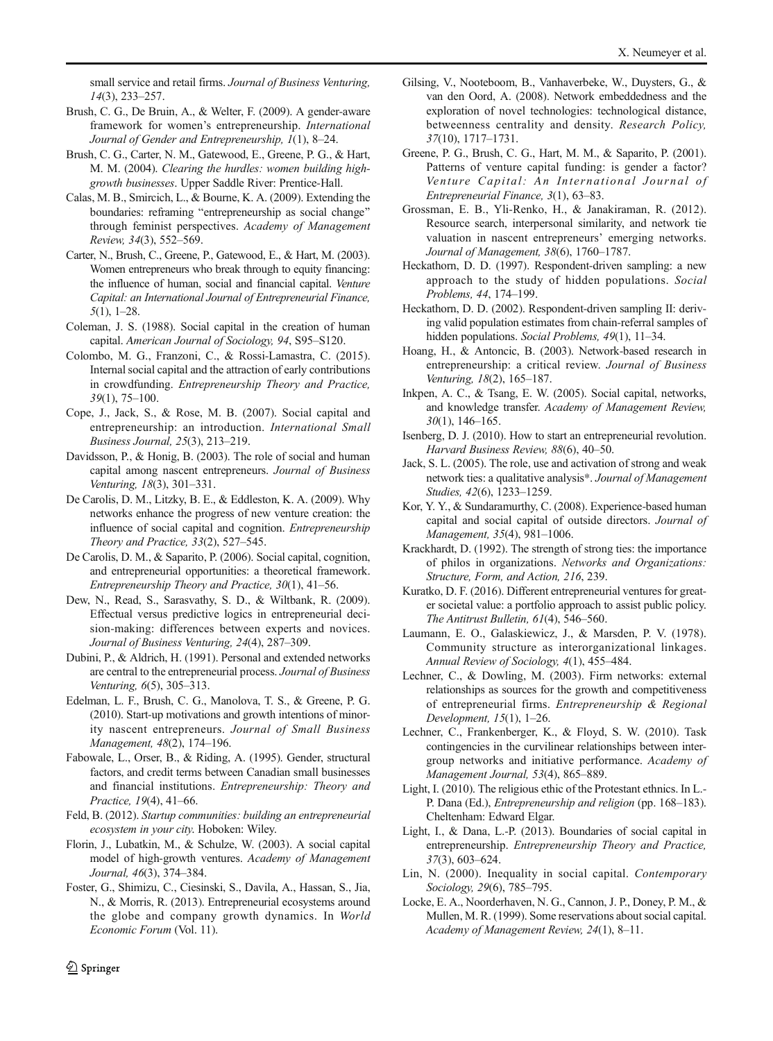small service and retail firms. *Journal of Business Venturing, 14*(3), 233–257.

Brush, C. G., De Bruin, A., & Welter, F. (2009). A gender-aware framework for women's entrepreneurship. *International Journal of Gender and Entrepreneurship, 1*(1), 8–24.

Brush, C. G., Carter, N. M., Gatewood, E., Greene, P. G., & Hart, M. M. (2004). *Clearing the hurdles: women building high-growth businesses*. Upper Saddle River: Prentice-Hall.

Calas, M. B., Smircich, L., & Bourne, K. A. (2009). Extending the boundaries: reframing "entrepreneurship as social change" through feminist perspectives. *Academy of Management Review, 34*(3), 552–569.

Carter, N., Brush, C., Greene, P., Gatewood, E., & Hart, M. (2003). Women entrepreneurs who break through to equity financing: the influence of human, social and financial capital. *Venture Capital: an International Journal of Entrepreneurial Finance, 5*(1), 1–28.

Coleman, J. S. (1988). Social capital in the creation of human capital. *American Journal of Sociology, 94*, S95–S120.

Colombo, M. G., Franzoni, C., & Rossi-Lamastra, C. (2015). Internal social capital and the attraction of early contributions in crowdfunding. *Entrepreneurship Theory and Practice, 39*(1), 75–100.

Cope, J., Jack, S., & Rose, M. B. (2007). Social capital and entrepreneurship: an introduction. *International Small Business Journal, 25*(3), 213–219.

Davidsson, P., & Honig, B. (2003). The role of social and human capital among nascent entrepreneurs. *Journal of Business Venturing, 18*(3), 301–331.

De Carolis, D. M., Litzky, B. E., & Eddleston, K. A. (2009). Why networks enhance the progress of new venture creation: the influence of social capital and cognition. *Entrepreneurship Theory and Practice, 33*(2), 527–545.

De Carolis, D. M., & Saparito, P. (2006). Social capital, cognition, and entrepreneurial opportunities: a theoretical framework. *Entrepreneurship Theory and Practice, 30*(1), 41–56.

Dew, N., Read, S., Sarasvathy, S. D., & Wiltbank, R. (2009). Effectual versus predictive logics in entrepreneurial decision-making: differences between experts and novices. *Journal of Business Venturing, 24*(4), 287–309.

Dubini, P., & Aldrich, H. (1991). Personal and extended networks are central to the entrepreneurial process. *Journal of Business Venturing, 6*(5), 305–313.

Edelman, L. F., Brush, C. G., Manolova, T. S., & Greene, P. G. (2010). Start-up motivations and growth intentions of minority nascent entrepreneurs. *Journal of Small Business Management, 48*(2), 174–196.

Fabowale, L., Orser, B., & Riding, A. (1995). Gender, structural factors, and credit terms between Canadian small businesses and financial institutions. *Entrepreneurship: Theory and Practice, 19*(4), 41–66.

Feld, B. (2012). *Startup communities: building an entrepreneurial ecosystem in your city*. Hoboken: Wiley.

Florin, J., Lubatkin, M., & Schulze, W. (2003). A social capital model of high-growth ventures. *Academy of Management Journal, 46*(3), 374–384.

Foster, G., Shimizu, C., Ciesinski, S., Davila, A., Hassan, S., Jia, N., & Morris, R. (2013). Entrepreneurial ecosystems around the globe and company growth dynamics. In *World Economic Forum* (Vol. 11).

Gilsing, V., Nooteboom, B., Vanhaverbeke, W., Duysters, G., & van den Oord, A. (2008). Network embeddedness and the exploration of novel technologies: technological distance, betweenness centrality and density. *Research Policy, 37*(10), 1717–1731.

Greene, P. G., Brush, C. G., Hart, M. M., & Saparito, P. (2001). Patterns of venture capital funding: is gender a factor? *Venture Capital: An International Journal of Entrepreneurial Finance, 3*(1), 63–83.

Grossman, E. B., Yli-Renko, H., & Janakiraman, R. (2012). Resource search, interpersonal similarity, and network tie valuation in nascent entrepreneurs' emerging networks. *Journal of Management, 38*(6), 1760–1787.

Heckathorn, D. D. (1997). Respondent-driven sampling: a new approach to the study of hidden populations. *Social Problems, 44*, 174–199.

Heckathorn, D. D. (2002). Respondent-driven sampling II: deriving valid population estimates from chain-referral samples of hidden populations. *Social Problems, 49*(1), 11–34.

Hoang, H., & Antoncic, B. (2003). Network-based research in entrepreneurship: a critical review. *Journal of Business Venturing, 18*(2), 165–187.

Inkpen, A. C., & Tsang, E. W. (2005). Social capital, networks, and knowledge transfer. *Academy of Management Review, 30*(1), 146–165.

Isenberg, D. J. (2010). How to start an entrepreneurial revolution. *Harvard Business Review, 88*(6), 40–50.

Jack, S. L. (2005). The role, use and activation of strong and weak network ties: a qualitative analysis*. *Journal of Management Studies, 42*(6), 1233–1259.

Kor, Y. Y., & Sundaramurthy, C. (2008). Experience-based human capital and social capital of outside directors. *Journal of Management, 35*(4), 981–1006.

Krackhardt, D. (1992). The strength of strong ties: the importance of philos in organizations. *Networks and Organizations: Structure, Form, and Action, 216*, 239.

Kuratko, D. F. (2016). Different entrepreneurial ventures for greater societal value: a portfolio approach to assist public policy. *The Antitrust Bulletin, 61*(4), 546–560.

Laumann, E. O., Galaskiewicz, J., & Marsden, P. V. (1978). Community structure as interorganizational linkages. *Annual Review of Sociology, 4*(1), 455–484.

Lechner, C., & Dowling, M. (2003). Firm networks: external relationships as sources for the growth and competitiveness of entrepreneurial firms. *Entrepreneurship & Regional Development, 15*(1), 1–26.

Lechner, C., Frankenberger, K., & Floyd, S. W. (2010). Task contingencies in the curvilinear relationships between intergroup networks and initiative performance. *Academy of Management Journal, 53*(4), 865–889.

Light, I. (2010). The religious ethic of the Protestant ethnics. In L.-P. Dana (Ed.), *Entrepreneurship and religion* (pp. 168–183). Cheltenham: Edward Elgar.

Light, I., & Dana, L.-P. (2013). Boundaries of social capital in entrepreneurship. *Entrepreneurship Theory and Practice, 37*(3), 603–624.

Lin, N. (2000). Inequality in social capital. *Contemporary Sociology, 29*(6), 785–795.

Locke, E. A., Noorderhaven, N. G., Cannon, J. P., Doney, P. M., & Mullen, M. R. (1999). Some reservations about social capital. *Academy of Management Review, 24*(1), 8–11.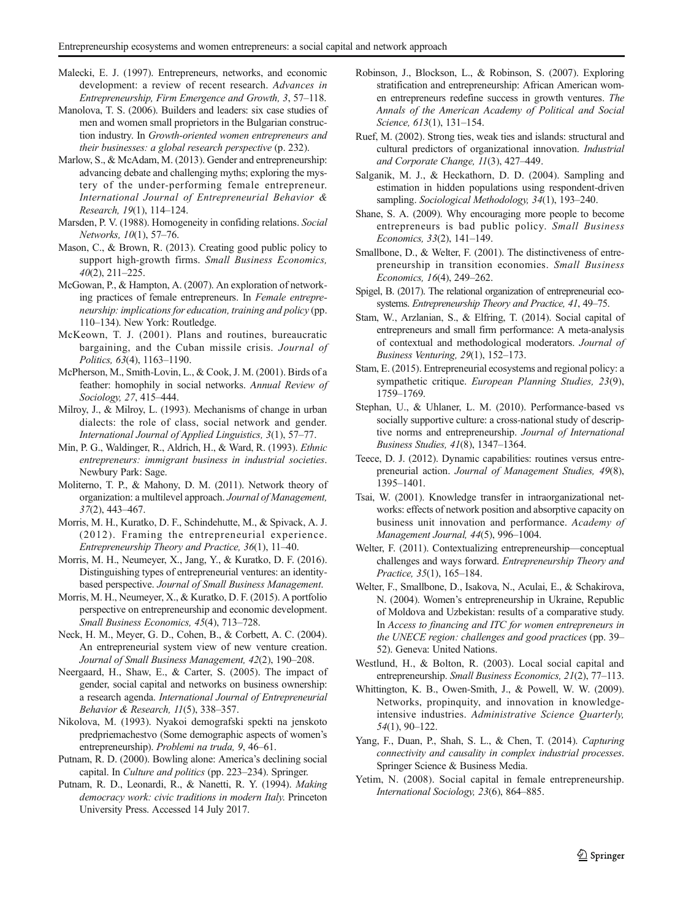Malecki, E. J. (1997). Entrepreneurs, networks, and economic development: a review of recent research. *Advances in Entrepreneurship, Firm Emergence and Growth, 3*, 57–118.

Manolova, T. S. (2006). Builders and leaders: six case studies of men and women small proprietors in the Bulgarian construction industry. In *Growth-oriented women entrepreneurs and their businesses: a global research perspective* (p. 232).

Marlow, S., & McAdam, M. (2013). Gender and entrepreneurship: advancing debate and challenging myths; exploring the mystery of the under-performing female entrepreneur. *International Journal of Entrepreneurial Behavior & Research, 19*(1), 114–124.

Marsden, P. V. (1988). Homogeneity in confiding relations. *Social Networks, 10*(1), 57–76.

Mason, C., & Brown, R. (2013). Creating good public policy to support high-growth firms. *Small Business Economics, 40*(2), 211–225.

McGowan, P., & Hampton, A. (2007). An exploration of networking practices of female entrepreneurs. In *Female entrepreneurship: implications for education, training and policy* (pp. 110–134). New York: Routledge.

McKeown, T. J. (2001). Plans and routines, bureaucratic bargaining, and the Cuban missile crisis. *Journal of Politics, 63*(4), 1163–1190.

McPherson, M., Smith-Lovin, L., & Cook, J. M. (2001). Birds of a feather: homophily in social networks. *Annual Review of Sociology, 27*, 415–444.

Milroy, J., & Milroy, L. (1993). Mechanisms of change in urban dialects: the role of class, social network and gender. *International Journal of Applied Linguistics, 3*(1), 57–77.

Min, P. G., Waldinger, R., Aldrich, H., & Ward, R. (1993). *Ethnic entrepreneurs: immigrant business in industrial societies*. Newbury Park: Sage.

Moliterno, T. P., & Mahony, D. M. (2011). Network theory of organization: a multilevel approach. *Journal of Management, 37*(2), 443–467.

Morris, M. H., Kuratko, D. F., Schindehutte, M., & Spivack, A. J. (2012). Framing the entrepreneurial experience. *Entrepreneurship Theory and Practice, 36*(1), 11–40.

Morris, M. H., Neumeyer, X., Jang, Y., & Kuratko, D. F. (2016). Distinguishing types of entrepreneurial ventures: an identity-based perspective. *Journal of Small Business Management*.

Morris, M. H., Neumeyer, X., & Kuratko, D. F. (2015). A portfolio perspective on entrepreneurship and economic development. *Small Business Economics, 45*(4), 713–728.

Neck, H. M., Meyer, G. D., Cohen, B., & Corbett, A. C. (2004). An entrepreneurial system view of new venture creation. *Journal of Small Business Management, 42*(2), 190–208.

Neergaard, H., Shaw, E., & Carter, S. (2005). The impact of gender, social capital and networks on business ownership: a research agenda. *International Journal of Entrepreneurial Behavior & Research, 11*(5), 338–357.

Nikolova, M. (1993). Nyakoi demografski spekti na jenskoto predpriemachestvo (Some demographic aspects of women's entrepreneurship). *Problemi na truda, 9*, 46–61.

Putnam, R. D. (2000). Bowling alone: America's declining social capital. In *Culture and politics* (pp. 223–234). Springer.

Putnam, R. D., Leonardi, R., & Nanetti, R. Y. (1994). *Making democracy work: civic traditions in modern Italy*. Princeton University Press. Accessed 14 July 2017.

Robinson, J., Blockson, L., & Robinson, S. (2007). Exploring stratification and entrepreneurship: African American women entrepreneurs redefine success in growth ventures. *The Annals of the American Academy of Political and Social Science, 613*(1), 131–154.

Ruef, M. (2002). Strong ties, weak ties and islands: structural and cultural predictors of organizational innovation. *Industrial and Corporate Change, 11*(3), 427–449.

Salganik, M. J., & Heckathorn, D. D. (2004). Sampling and estimation in hidden populations using respondent-driven sampling. *Sociological Methodology, 34*(1), 193–240.

Shane, S. A. (2009). Why encouraging more people to become entrepreneurs is bad public policy. *Small Business Economics, 33*(2), 141–149.

Smallbone, D., & Welter, F. (2001). The distinctiveness of entrepreneurship in transition economies. *Small Business Economics, 16*(4), 249–262.

Spigel, B. (2017). The relational organization of entrepreneurial ecosystems. *Entrepreneurship Theory and Practice, 41*, 49–75.

Stam, W., Arzlanian, S., & Elfring, T. (2014). Social capital of entrepreneurs and small firm performance: A meta-analysis of contextual and methodological moderators. *Journal of Business Venturing, 29*(1), 152–173.

Stam, E. (2015). Entrepreneurial ecosystems and regional policy: a sympathetic critique. *European Planning Studies, 23*(9), 1759–1769.

Stephan, U., & Uhlaner, L. M. (2010). Performance-based vs socially supportive culture: a cross-national study of descriptive norms and entrepreneurship. *Journal of International Business Studies, 41*(8), 1347–1364.

Teece, D. J. (2012). Dynamic capabilities: routines versus entrepreneurial action. *Journal of Management Studies, 49*(8), 1395–1401.

Tsai, W. (2001). Knowledge transfer in intraorganizational networks: effects of network position and absorptive capacity on business unit innovation and performance. *Academy of Management Journal, 44*(5), 996–1004.

Welter, F. (2011). Contextualizing entrepreneurship—conceptual challenges and ways forward. *Entrepreneurship Theory and Practice, 35*(1), 165–184.

Welter, F., Smallbone, D., Isakova, N., Aculai, E., & Schakirova, N. (2004). Women's entrepreneurship in Ukraine, Republic of Moldova and Uzbekistan: results of a comparative study. In *Access to financing and ITC for women entrepreneurs in the UNECE region: challenges and good practices* (pp. 39–52). Geneva: United Nations.

Westlund, H., & Bolton, R. (2003). Local social capital and entrepreneurship. *Small Business Economics, 21*(2), 77–113.

Whittington, K. B., Owen-Smith, J., & Powell, W. W. (2009). Networks, propinquity, and innovation in knowledge-intensive industries. *Administrative Science Quarterly, 54*(1), 90–122.

Yang, F., Duan, P., Shah, S. L., & Chen, T. (2014). *Capturing connectivity and causality in complex industrial processes*. Springer Science & Business Media.

Yetim, N. (2008). Social capital in female entrepreneurship. *International Sociology, 23*(6), 864–885.